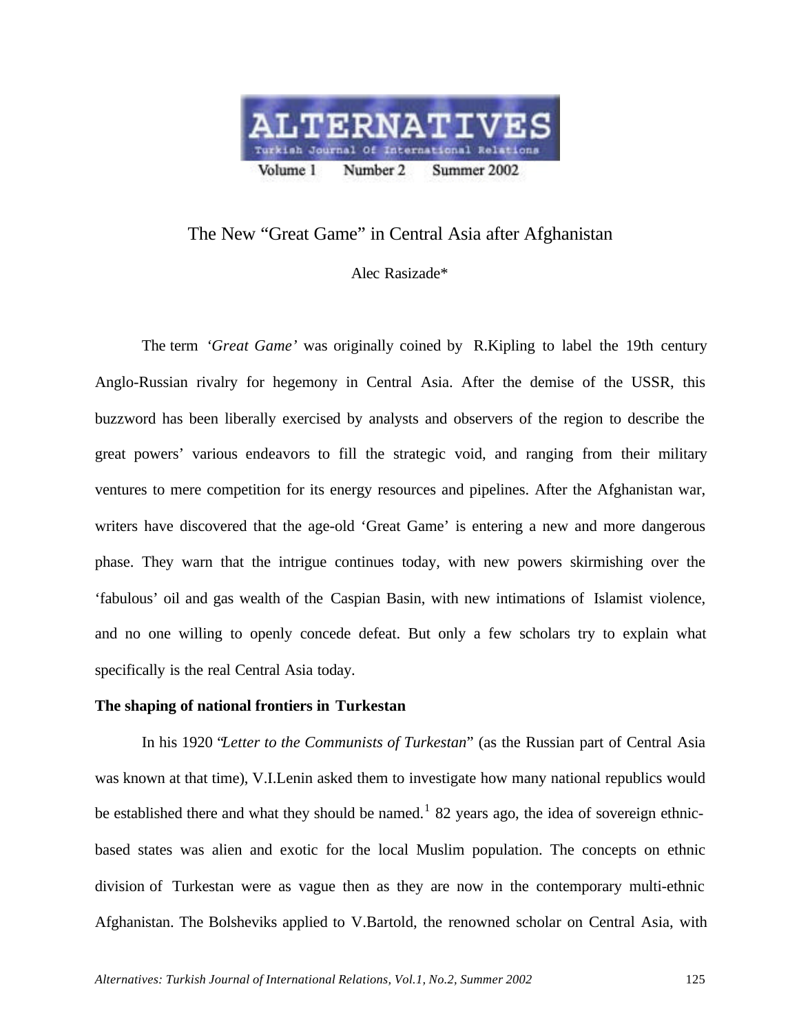# The New "Great Game" in Central Asia after Afghanistan

Alec Rasizade*

The term *'Great Game'* was originally coined by R.Kipling to label the 19th century Anglo-Russian rivalry for hegemony in Central Asia. After the demise of the USSR, this buzzword has been liberally exercised by analysts and observers of the region to describe the great powers' various endeavors to fill the strategic void, and ranging from their military ventures to mere competition for its energy resources and pipelines. After the Afghanistan war, writers have discovered that the age-old 'Great Game' is entering a new and more dangerous phase. They warn that the intrigue continues today, with new powers skirmishing over the 'fabulous' oil and gas wealth of the Caspian Basin, with new intimations of Islamist violence, and no one willing to openly concede defeat. But only a few scholars try to explain what specifically is the real Central Asia today.

**The shaping of national frontiers in Turkestan**

In his 1920 "*Letter to the Communists of Turkestan*" (as the Russian part of Central Asia was known at that time), V.I.Lenin asked them to investigate how many national republics would be established there and what they should be named.[1] 82 years ago, the idea of sovereign ethnic-based states was alien and exotic for the local Muslim population. The concepts on ethnic division of Turkestan were as vague then as they are now in the contemporary multi-ethnic Afghanistan. The Bolsheviks applied to V.Bartold, the renowned scholar on Central Asia, with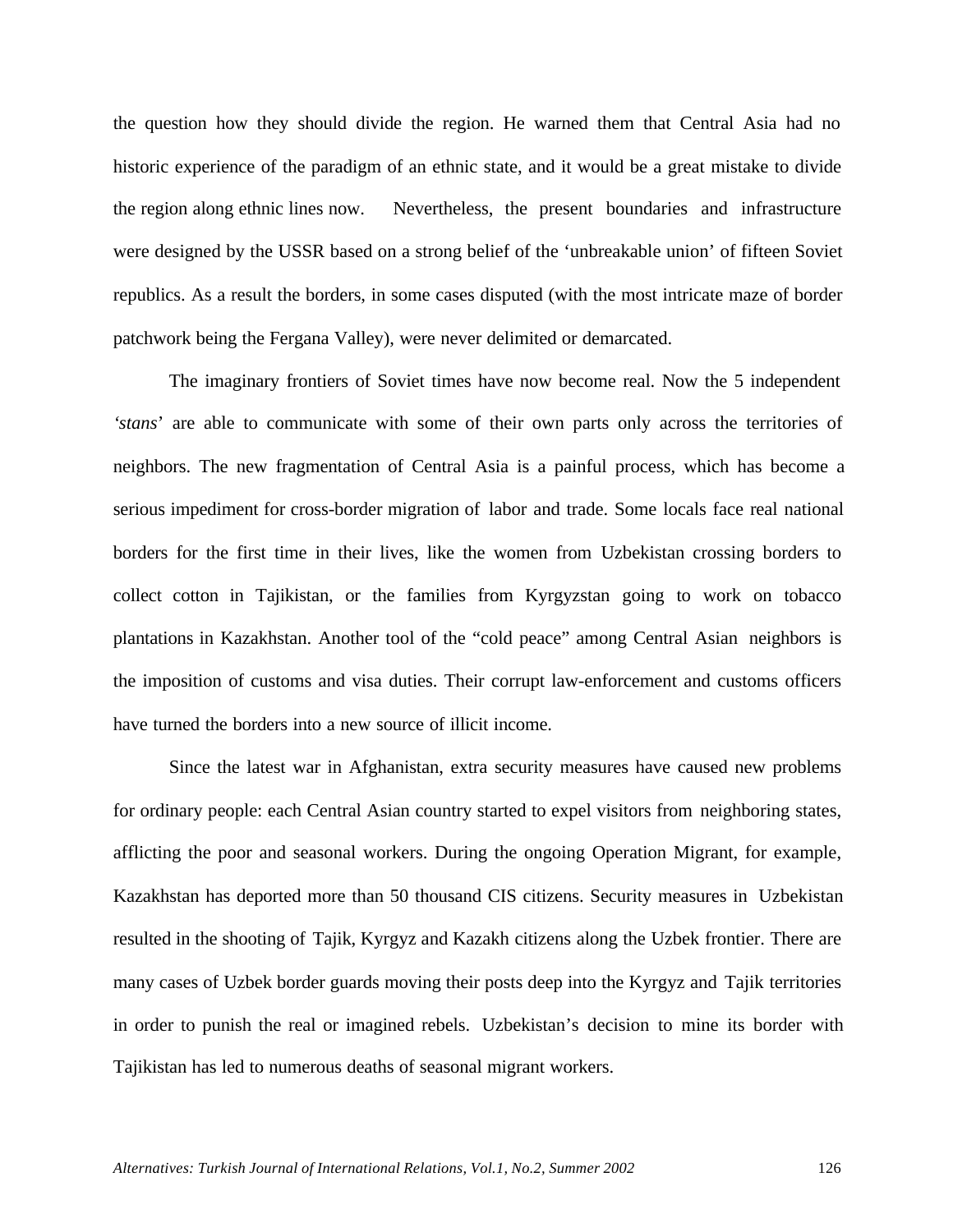the question how they should divide the region. He warned them that Central Asia had no historic experience of the paradigm of an ethnic state, and it would be a great mistake to divide the region along ethnic lines now. Nevertheless, the present boundaries and infrastructure were designed by the USSR based on a strong belief of the 'unbreakable union' of fifteen Soviet republics. As a result the borders, in some cases disputed (with the most intricate maze of border patchwork being the Fergana Valley), were never delimited or demarcated.

The imaginary frontiers of Soviet times have now become real. Now the 5 independent *'stans'* are able to communicate with some of their own parts only across the territories of neighbors. The new fragmentation of Central Asia is a painful process, which has become a serious impediment for cross-border migration of labor and trade. Some locals face real national borders for the first time in their lives, like the women from Uzbekistan crossing borders to collect cotton in Tajikistan, or the families from Kyrgyzstan going to work on tobacco plantations in Kazakhstan. Another tool of the "cold peace" among Central Asian neighbors is the imposition of customs and visa duties. Their corrupt law-enforcement and customs officers have turned the borders into a new source of illicit income.

Since the latest war in Afghanistan, extra security measures have caused new problems for ordinary people: each Central Asian country started to expel visitors from neighboring states, afflicting the poor and seasonal workers. During the ongoing Operation Migrant, for example, Kazakhstan has deported more than 50 thousand CIS citizens. Security measures in Uzbekistan resulted in the shooting of Tajik, Kyrgyz and Kazakh citizens along the Uzbek frontier. There are many cases of Uzbek border guards moving their posts deep into the Kyrgyz and Tajik territories in order to punish the real or imagined rebels. Uzbekistan's decision to mine its border with Tajikistan has led to numerous deaths of seasonal migrant workers.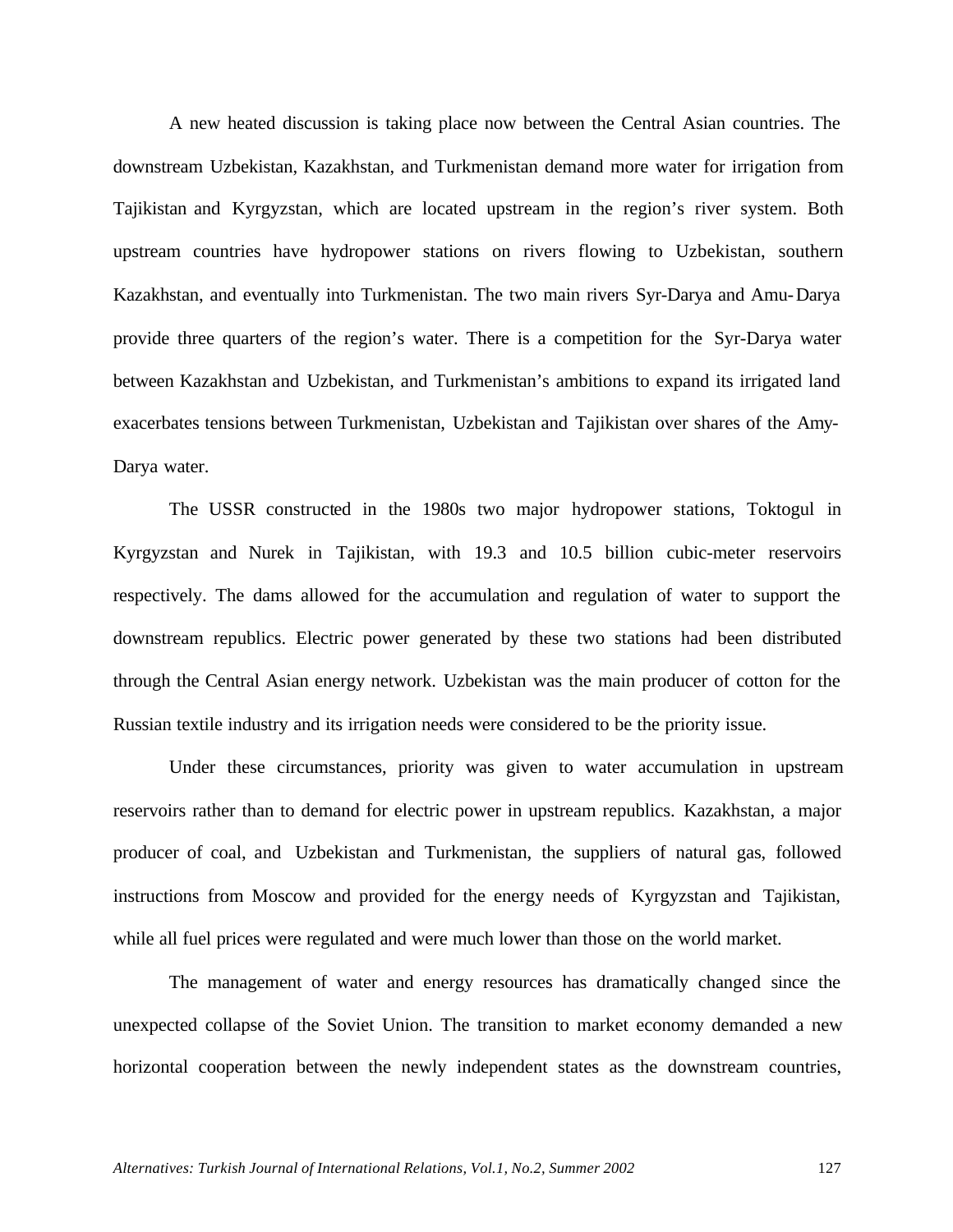A new heated discussion is taking place now between the Central Asian countries. The downstream Uzbekistan, Kazakhstan, and Turkmenistan demand more water for irrigation from Tajikistan and Kyrgyzstan, which are located upstream in the region's river system. Both upstream countries have hydropower stations on rivers flowing to Uzbekistan, southern Kazakhstan, and eventually into Turkmenistan. The two main rivers Syr-Darya and Amu-Darya provide three quarters of the region's water. There is a competition for the Syr-Darya water between Kazakhstan and Uzbekistan, and Turkmenistan's ambitions to expand its irrigated land exacerbates tensions between Turkmenistan, Uzbekistan and Tajikistan over shares of the Amy-Darya water.

The USSR constructed in the 1980s two major hydropower stations, Toktogul in Kyrgyzstan and Nurek in Tajikistan, with 19.3 and 10.5 billion cubic-meter reservoirs respectively. The dams allowed for the accumulation and regulation of water to support the downstream republics. Electric power generated by these two stations had been distributed through the Central Asian energy network. Uzbekistan was the main producer of cotton for the Russian textile industry and its irrigation needs were considered to be the priority issue.

Under these circumstances, priority was given to water accumulation in upstream reservoirs rather than to demand for electric power in upstream republics. Kazakhstan, a major producer of coal, and Uzbekistan and Turkmenistan, the suppliers of natural gas, followed instructions from Moscow and provided for the energy needs of Kyrgyzstan and Tajikistan, while all fuel prices were regulated and were much lower than those on the world market.

The management of water and energy resources has dramatically changed since the unexpected collapse of the Soviet Union. The transition to market economy demanded a new horizontal cooperation between the newly independent states as the downstream countries,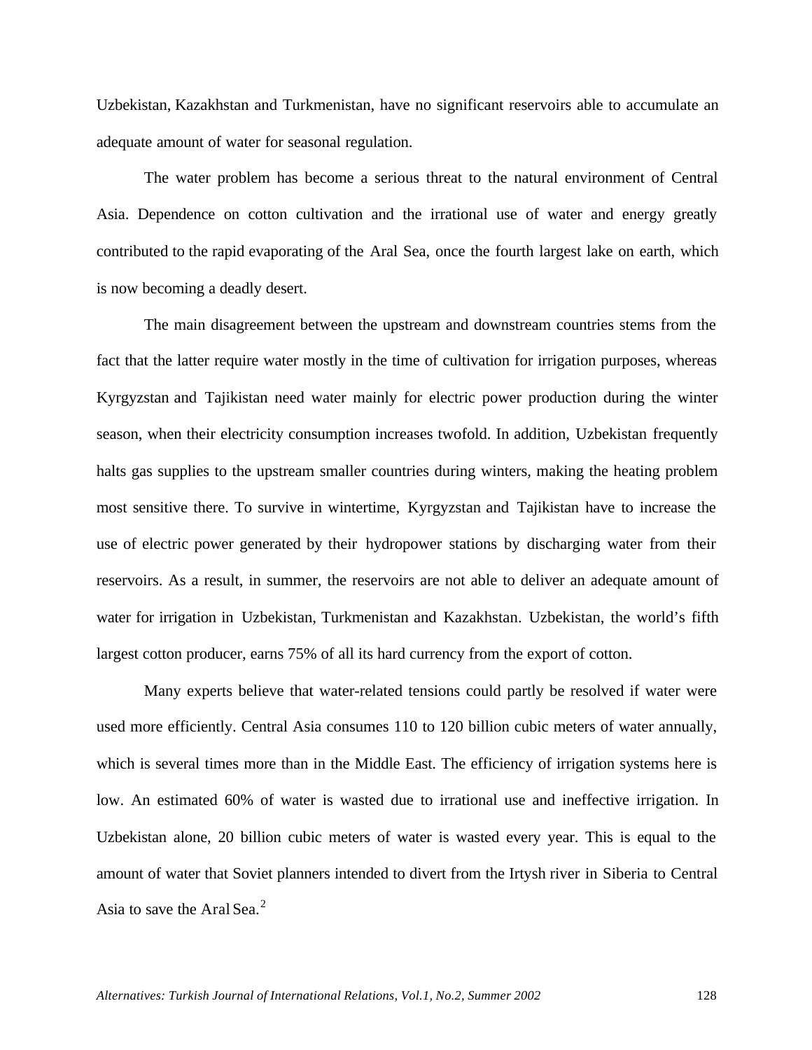Uzbekistan, Kazakhstan and Turkmenistan, have no significant reservoirs able to accumulate an adequate amount of water for seasonal regulation.

The water problem has become a serious threat to the natural environment of Central Asia. Dependence on cotton cultivation and the irrational use of water and energy greatly contributed to the rapid evaporating of the Aral Sea, once the fourth largest lake on earth, which is now becoming a deadly desert.

The main disagreement between the upstream and downstream countries stems from the fact that the latter require water mostly in the time of cultivation for irrigation purposes, whereas Kyrgyzstan and Tajikistan need water mainly for electric power production during the winter season, when their electricity consumption increases twofold. In addition, Uzbekistan frequently halts gas supplies to the upstream smaller countries during winters, making the heating problem most sensitive there. To survive in wintertime, Kyrgyzstan and Tajikistan have to increase the use of electric power generated by their hydropower stations by discharging water from their reservoirs. As a result, in summer, the reservoirs are not able to deliver an adequate amount of water for irrigation in Uzbekistan, Turkmenistan and Kazakhstan. Uzbekistan, the world's fifth largest cotton producer, earns 75% of all its hard currency from the export of cotton.

Many experts believe that water-related tensions could partly be resolved if water were used more efficiently. Central Asia consumes 110 to 120 billion cubic meters of water annually, which is several times more than in the Middle East. The efficiency of irrigation systems here is low. An estimated 60% of water is wasted due to irrational use and ineffective irrigation. In Uzbekistan alone, 20 billion cubic meters of water is wasted every year. This is equal to the amount of water that Soviet planners intended to divert from the Irtysh river in Siberia to Central Asia to save the Aral Sea.[2]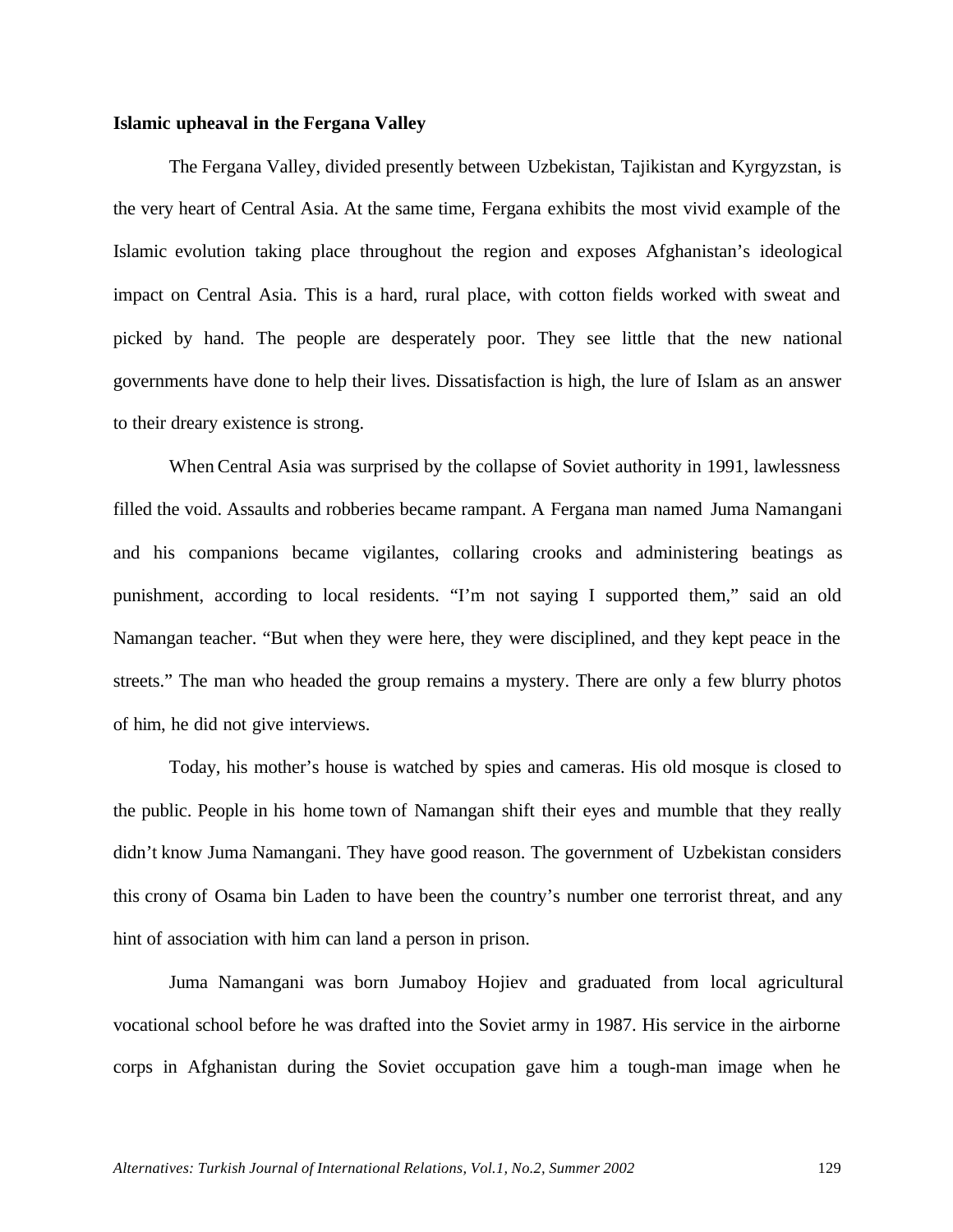**Islamic upheaval in the Fergana Valley**

The Fergana Valley, divided presently between Uzbekistan, Tajikistan and Kyrgyzstan, is the very heart of Central Asia. At the same time, Fergana exhibits the most vivid example of the Islamic evolution taking place throughout the region and exposes Afghanistan's ideological impact on Central Asia. This is a hard, rural place, with cotton fields worked with sweat and picked by hand. The people are desperately poor. They see little that the new national governments have done to help their lives. Dissatisfaction is high, the lure of Islam as an answer to their dreary existence is strong.

When Central Asia was surprised by the collapse of Soviet authority in 1991, lawlessness filled the void. Assaults and robberies became rampant. A Fergana man named Juma Namangani and his companions became vigilantes, collaring crooks and administering beatings as punishment, according to local residents. "I'm not saying I supported them," said an old Namangan teacher. "But when they were here, they were disciplined, and they kept peace in the streets." The man who headed the group remains a mystery. There are only a few blurry photos of him, he did not give interviews.

Today, his mother's house is watched by spies and cameras. His old mosque is closed to the public. People in his home town of Namangan shift their eyes and mumble that they really didn't know Juma Namangani. They have good reason. The government of Uzbekistan considers this crony of Osama bin Laden to have been the country's number one terrorist threat, and any hint of association with him can land a person in prison.

Juma Namangani was born Jumaboy Hojiev and graduated from local agricultural vocational school before he was drafted into the Soviet army in 1987. His service in the airborne corps in Afghanistan during the Soviet occupation gave him a tough-man image when he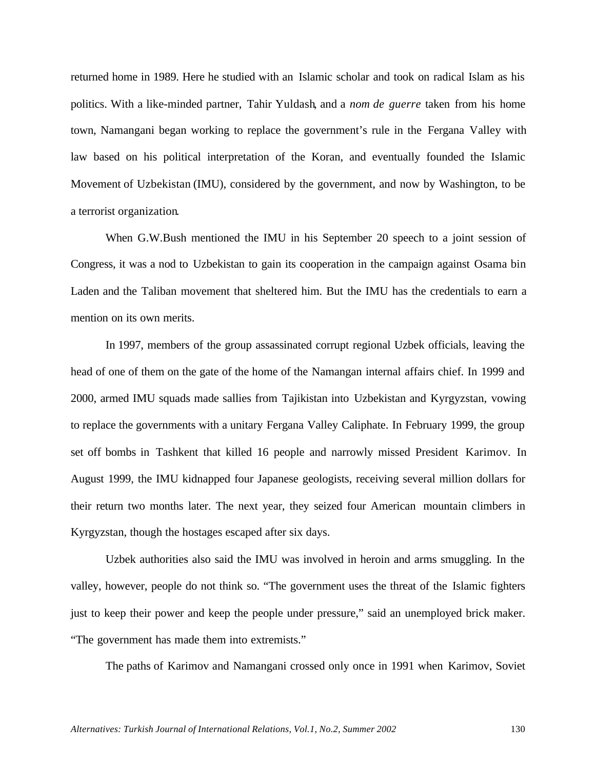returned home in 1989. Here he studied with an Islamic scholar and took on radical Islam as his politics. With a like-minded partner, Tahir Yuldash, and a *nom de guerre* taken from his home town, Namangani began working to replace the government's rule in the Fergana Valley with law based on his political interpretation of the Koran, and eventually founded the Islamic Movement of Uzbekistan (IMU), considered by the government, and now by Washington, to be a terrorist organization.

When G.W.Bush mentioned the IMU in his September 20 speech to a joint session of Congress, it was a nod to Uzbekistan to gain its cooperation in the campaign against Osama bin Laden and the Taliban movement that sheltered him. But the IMU has the credentials to earn a mention on its own merits.

In 1997, members of the group assassinated corrupt regional Uzbek officials, leaving the head of one of them on the gate of the home of the Namangan internal affairs chief. In 1999 and 2000, armed IMU squads made sallies from Tajikistan into Uzbekistan and Kyrgyzstan, vowing to replace the governments with a unitary Fergana Valley Caliphate. In February 1999, the group set off bombs in Tashkent that killed 16 people and narrowly missed President Karimov. In August 1999, the IMU kidnapped four Japanese geologists, receiving several million dollars for their return two months later. The next year, they seized four American mountain climbers in Kyrgyzstan, though the hostages escaped after six days.

Uzbek authorities also said the IMU was involved in heroin and arms smuggling. In the valley, however, people do not think so. "The government uses the threat of the Islamic fighters just to keep their power and keep the people under pressure," said an unemployed brick maker. "The government has made them into extremists."

The paths of Karimov and Namangani crossed only once in 1991 when Karimov, Soviet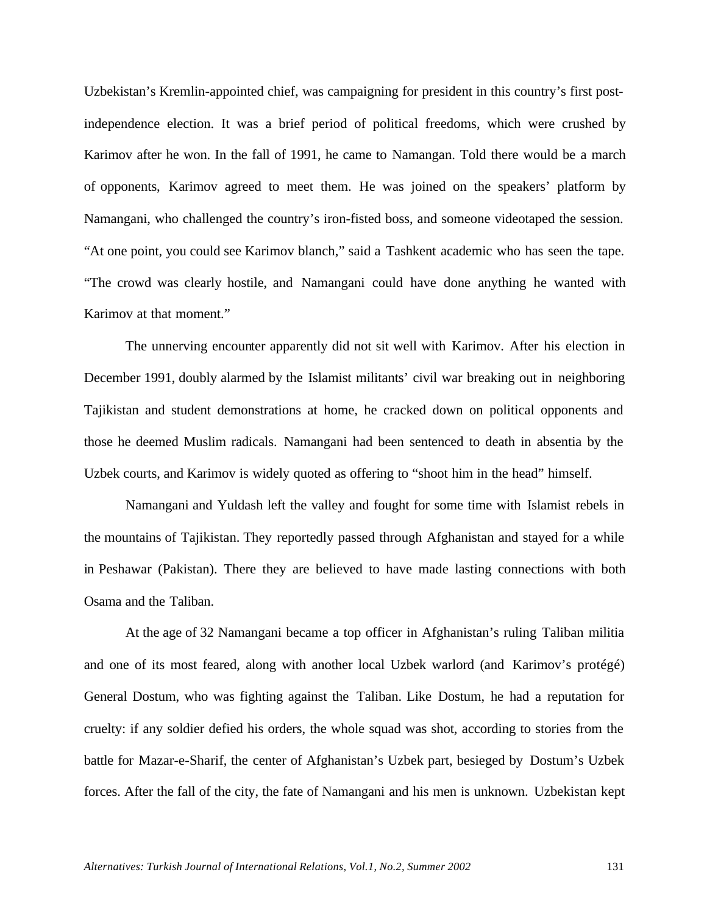Uzbekistan's Kremlin-appointed chief, was campaigning for president in this country's first post-independence election. It was a brief period of political freedoms, which were crushed by Karimov after he won. In the fall of 1991, he came to Namangan. Told there would be a march of opponents, Karimov agreed to meet them. He was joined on the speakers' platform by Namangani, who challenged the country's iron-fisted boss, and someone videotaped the session. "At one point, you could see Karimov blanch," said a Tashkent academic who has seen the tape. "The crowd was clearly hostile, and Namangani could have done anything he wanted with Karimov at that moment."

The unnerving encounter apparently did not sit well with Karimov. After his election in December 1991, doubly alarmed by the Islamist militants' civil war breaking out in neighboring Tajikistan and student demonstrations at home, he cracked down on political opponents and those he deemed Muslim radicals. Namangani had been sentenced to death in absentia by the Uzbek courts, and Karimov is widely quoted as offering to "shoot him in the head" himself.

Namangani and Yuldash left the valley and fought for some time with Islamist rebels in the mountains of Tajikistan. They reportedly passed through Afghanistan and stayed for a while in Peshawar (Pakistan). There they are believed to have made lasting connections with both Osama and the Taliban.

At the age of 32 Namangani became a top officer in Afghanistan's ruling Taliban militia and one of its most feared, along with another local Uzbek warlord (and Karimov's protégé) General Dostum, who was fighting against the Taliban. Like Dostum, he had a reputation for cruelty: if any soldier defied his orders, the whole squad was shot, according to stories from the battle for Mazar-e-Sharif, the center of Afghanistan's Uzbek part, besieged by Dostum's Uzbek forces. After the fall of the city, the fate of Namangani and his men is unknown. Uzbekistan kept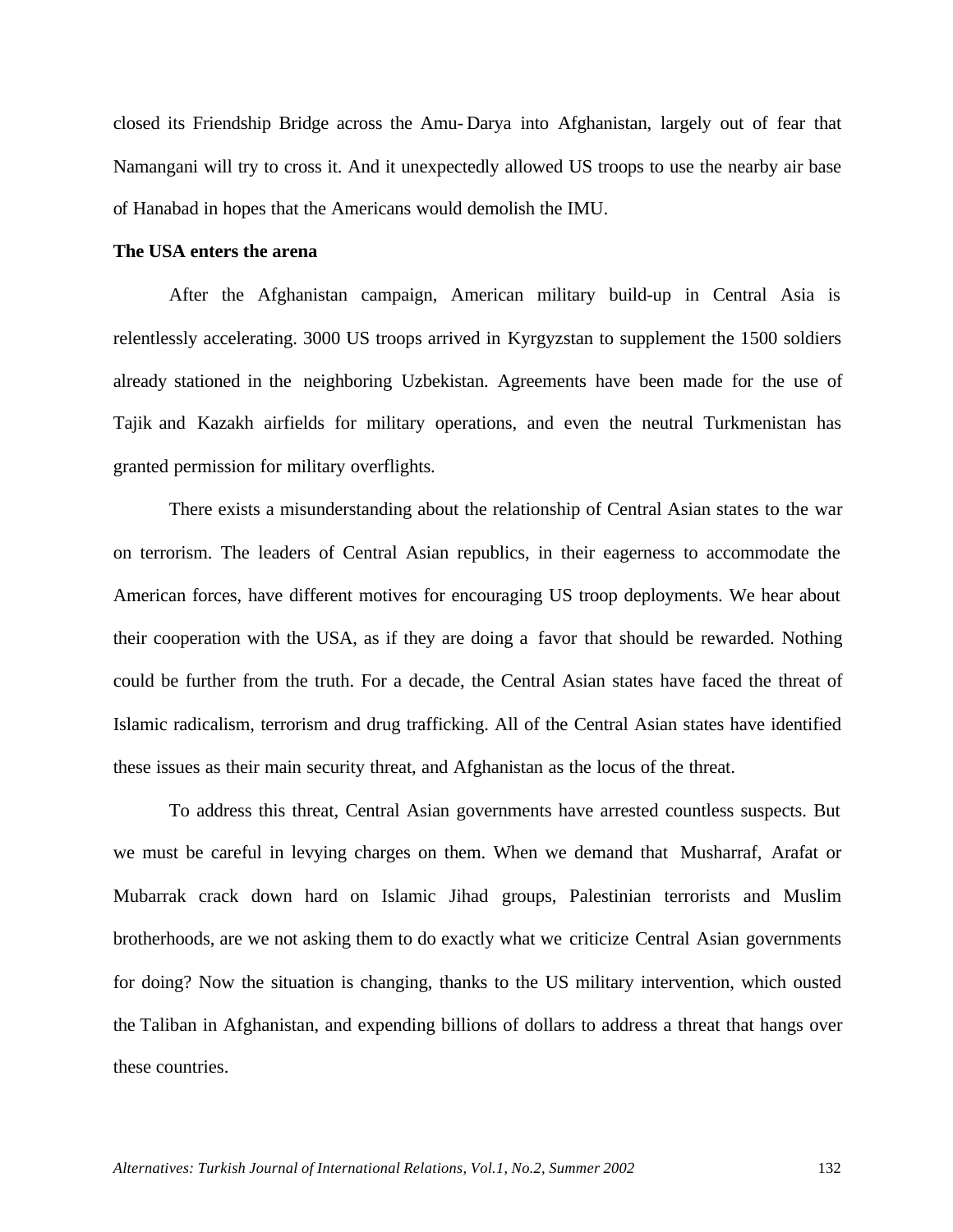closed its Friendship Bridge across the Amu-Darya into Afghanistan, largely out of fear that Namangani will try to cross it. And it unexpectedly allowed US troops to use the nearby air base of Hanabad in hopes that the Americans would demolish the IMU.

**The USA enters the arena**

After the Afghanistan campaign, American military build-up in Central Asia is relentlessly accelerating. 3000 US troops arrived in Kyrgyzstan to supplement the 1500 soldiers already stationed in the neighboring Uzbekistan. Agreements have been made for the use of Tajik and Kazakh airfields for military operations, and even the neutral Turkmenistan has granted permission for military overflights.

There exists a misunderstanding about the relationship of Central Asian states to the war on terrorism. The leaders of Central Asian republics, in their eagerness to accommodate the American forces, have different motives for encouraging US troop deployments. We hear about their cooperation with the USA, as if they are doing a favor that should be rewarded. Nothing could be further from the truth. For a decade, the Central Asian states have faced the threat of Islamic radicalism, terrorism and drug trafficking. All of the Central Asian states have identified these issues as their main security threat, and Afghanistan as the locus of the threat.

To address this threat, Central Asian governments have arrested countless suspects. But we must be careful in levying charges on them. When we demand that Musharraf, Arafat or Mubarrak crack down hard on Islamic Jihad groups, Palestinian terrorists and Muslim brotherhoods, are we not asking them to do exactly what we criticize Central Asian governments for doing? Now the situation is changing, thanks to the US military intervention, which ousted the Taliban in Afghanistan, and expending billions of dollars to address a threat that hangs over these countries.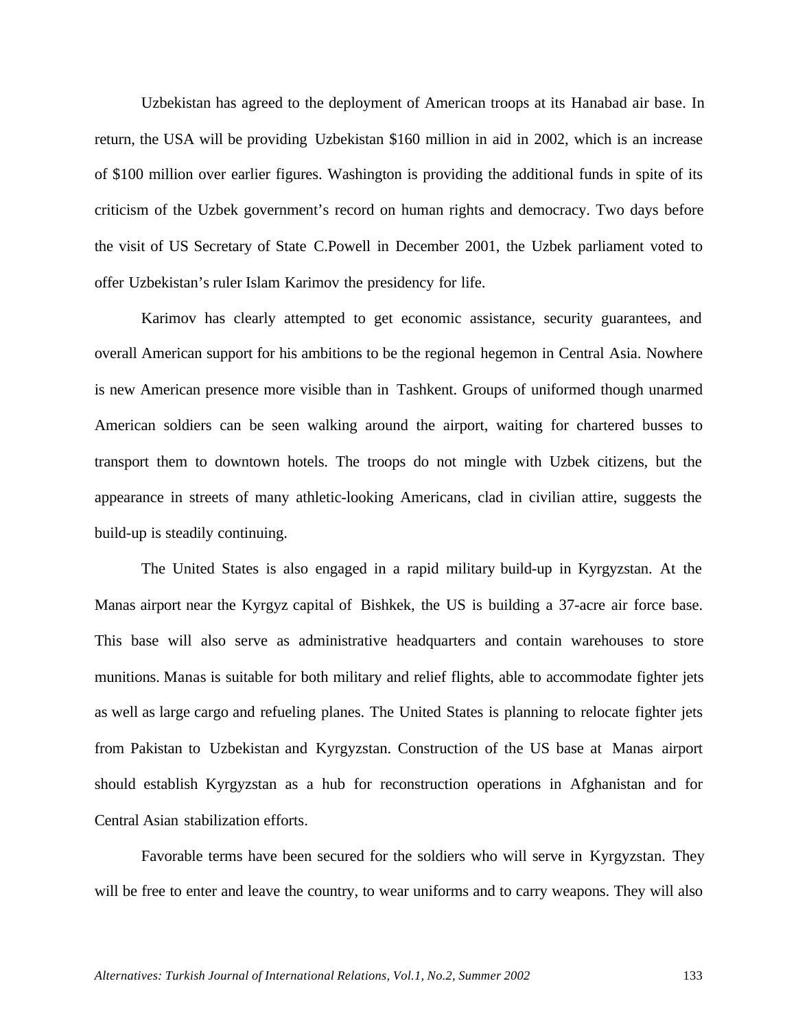Uzbekistan has agreed to the deployment of American troops at its Hanabad air base. In return, the USA will be providing Uzbekistan $160 million in aid in 2002, which is an increase of $100 million over earlier figures. Washington is providing the additional funds in spite of its criticism of the Uzbek government's record on human rights and democracy. Two days before the visit of US Secretary of State C.Powell in December 2001, the Uzbek parliament voted to offer Uzbekistan's ruler Islam Karimov the presidency for life.

Karimov has clearly attempted to get economic assistance, security guarantees, and overall American support for his ambitions to be the regional hegemon in Central Asia. Nowhere is new American presence more visible than in Tashkent. Groups of uniformed though unarmed American soldiers can be seen walking around the airport, waiting for chartered busses to transport them to downtown hotels. The troops do not mingle with Uzbek citizens, but the appearance in streets of many athletic-looking Americans, clad in civilian attire, suggests the build-up is steadily continuing.

The United States is also engaged in a rapid military build-up in Kyrgyzstan. At the Manas airport near the Kyrgyz capital of Bishkek, the US is building a 37-acre air force base. This base will also serve as administrative headquarters and contain warehouses to store munitions. Manas is suitable for both military and relief flights, able to accommodate fighter jets as well as large cargo and refueling planes. The United States is planning to relocate fighter jets from Pakistan to Uzbekistan and Kyrgyzstan. Construction of the US base at Manas airport should establish Kyrgyzstan as a hub for reconstruction operations in Afghanistan and for Central Asian stabilization efforts.

Favorable terms have been secured for the soldiers who will serve in Kyrgyzstan. They will be free to enter and leave the country, to wear uniforms and to carry weapons. They will also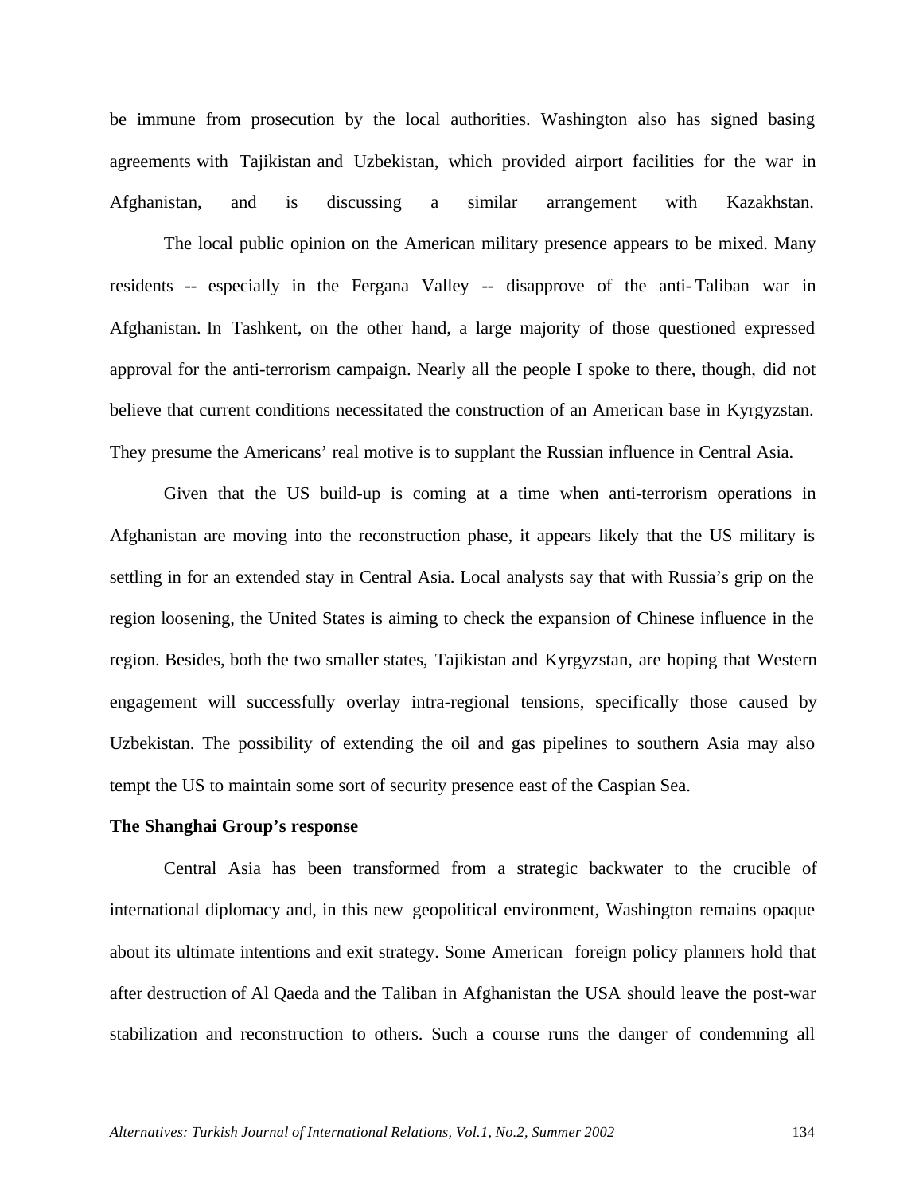be immune from prosecution by the local authorities. Washington also has signed basing agreements with Tajikistan and Uzbekistan, which provided airport facilities for the war in Afghanistan, and is discussing a similar arrangement with Kazakhstan.

The local public opinion on the American military presence appears to be mixed. Many residents -- especially in the Fergana Valley -- disapprove of the anti-Taliban war in Afghanistan. In Tashkent, on the other hand, a large majority of those questioned expressed approval for the anti-terrorism campaign. Nearly all the people I spoke to there, though, did not believe that current conditions necessitated the construction of an American base in Kyrgyzstan. They presume the Americans' real motive is to supplant the Russian influence in Central Asia.

Given that the US build-up is coming at a time when anti-terrorism operations in Afghanistan are moving into the reconstruction phase, it appears likely that the US military is settling in for an extended stay in Central Asia. Local analysts say that with Russia's grip on the region loosening, the United States is aiming to check the expansion of Chinese influence in the region. Besides, both the two smaller states, Tajikistan and Kyrgyzstan, are hoping that Western engagement will successfully overlay intra-regional tensions, specifically those caused by Uzbekistan. The possibility of extending the oil and gas pipelines to southern Asia may also tempt the US to maintain some sort of security presence east of the Caspian Sea.

**The Shanghai Group's response**

Central Asia has been transformed from a strategic backwater to the crucible of international diplomacy and, in this new geopolitical environment, Washington remains opaque about its ultimate intentions and exit strategy. Some American foreign policy planners hold that after destruction of Al Qaeda and the Taliban in Afghanistan the USA should leave the post-war stabilization and reconstruction to others. Such a course runs the danger of condemning all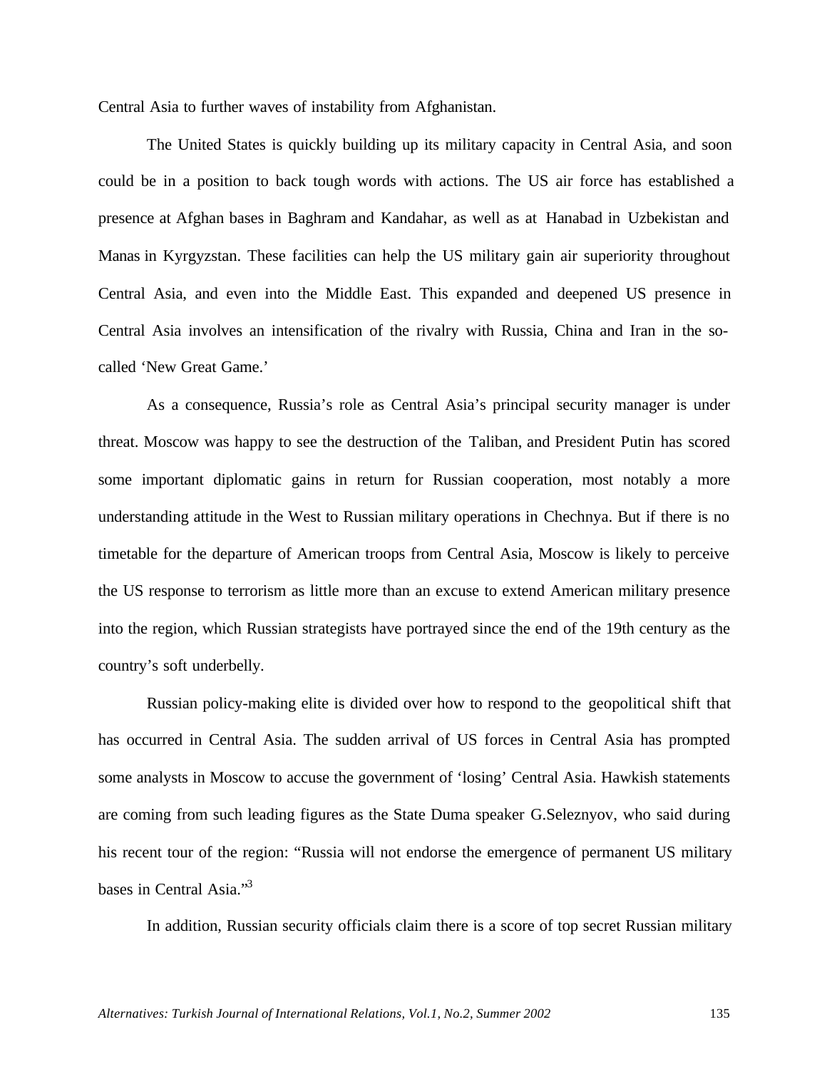Central Asia to further waves of instability from Afghanistan.

The United States is quickly building up its military capacity in Central Asia, and soon could be in a position to back tough words with actions. The US air force has established a presence at Afghan bases in Baghram and Kandahar, as well as at Hanabad in Uzbekistan and Manas in Kyrgyzstan. These facilities can help the US military gain air superiority throughout Central Asia, and even into the Middle East. This expanded and deepened US presence in Central Asia involves an intensification of the rivalry with Russia, China and Iran in the so-called 'New Great Game.'

As a consequence, Russia's role as Central Asia's principal security manager is under threat. Moscow was happy to see the destruction of the Taliban, and President Putin has scored some important diplomatic gains in return for Russian cooperation, most notably a more understanding attitude in the West to Russian military operations in Chechnya. But if there is no timetable for the departure of American troops from Central Asia, Moscow is likely to perceive the US response to terrorism as little more than an excuse to extend American military presence into the region, which Russian strategists have portrayed since the end of the 19th century as the country's soft underbelly.

Russian policy-making elite is divided over how to respond to the geopolitical shift that has occurred in Central Asia. The sudden arrival of US forces in Central Asia has prompted some analysts in Moscow to accuse the government of 'losing' Central Asia. Hawkish statements are coming from such leading figures as the State Duma speaker G.Seleznyov, who said during his recent tour of the region: "Russia will not endorse the emergence of permanent US military bases in Central Asia."[3]

In addition, Russian security officials claim there is a score of top secret Russian military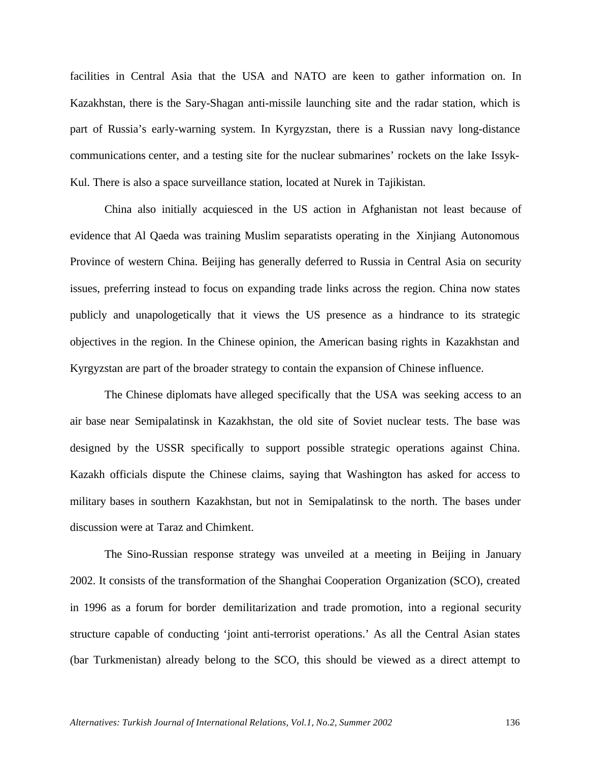facilities in Central Asia that the USA and NATO are keen to gather information on. In Kazakhstan, there is the Sary-Shagan anti-missile launching site and the radar station, which is part of Russia's early-warning system. In Kyrgyzstan, there is a Russian navy long-distance communications center, and a testing site for the nuclear submarines' rockets on the lake Issyk-Kul. There is also a space surveillance station, located at Nurek in Tajikistan.

China also initially acquiesced in the US action in Afghanistan not least because of evidence that Al Qaeda was training Muslim separatists operating in the Xinjiang Autonomous Province of western China. Beijing has generally deferred to Russia in Central Asia on security issues, preferring instead to focus on expanding trade links across the region. China now states publicly and unapologetically that it views the US presence as a hindrance to its strategic objectives in the region. In the Chinese opinion, the American basing rights in Kazakhstan and Kyrgyzstan are part of the broader strategy to contain the expansion of Chinese influence.

The Chinese diplomats have alleged specifically that the USA was seeking access to an air base near Semipalatinsk in Kazakhstan, the old site of Soviet nuclear tests. The base was designed by the USSR specifically to support possible strategic operations against China. Kazakh officials dispute the Chinese claims, saying that Washington has asked for access to military bases in southern Kazakhstan, but not in Semipalatinsk to the north. The bases under discussion were at Taraz and Chimkent.

The Sino-Russian response strategy was unveiled at a meeting in Beijing in January 2002. It consists of the transformation of the Shanghai Cooperation Organization (SCO), created in 1996 as a forum for border demilitarization and trade promotion, into a regional security structure capable of conducting 'joint anti-terrorist operations.' As all the Central Asian states (bar Turkmenistan) already belong to the SCO, this should be viewed as a direct attempt to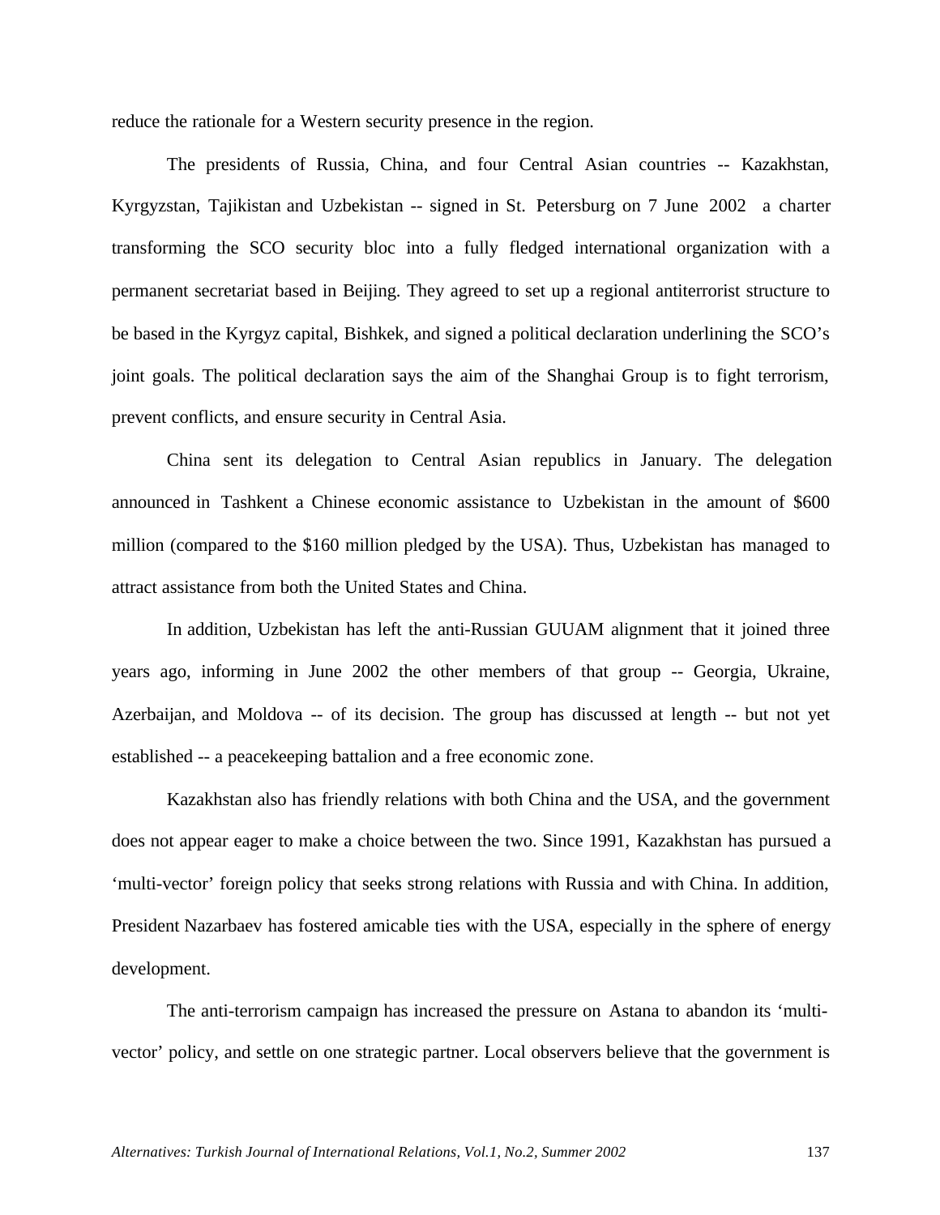reduce the rationale for a Western security presence in the region.

The presidents of Russia, China, and four Central Asian countries -- Kazakhstan, Kyrgyzstan, Tajikistan and Uzbekistan -- signed in St. Petersburg on 7 June 2002 a charter transforming the SCO security bloc into a fully fledged international organization with a permanent secretariat based in Beijing. They agreed to set up a regional antiterrorist structure to be based in the Kyrgyz capital, Bishkek, and signed a political declaration underlining the SCO's joint goals. The political declaration says the aim of the Shanghai Group is to fight terrorism, prevent conflicts, and ensure security in Central Asia.

China sent its delegation to Central Asian republics in January. The delegation announced in Tashkent a Chinese economic assistance to Uzbekistan in the amount of $600 million (compared to the $160 million pledged by the USA). Thus, Uzbekistan has managed to attract assistance from both the United States and China.

In addition, Uzbekistan has left the anti-Russian GUUAM alignment that it joined three years ago, informing in June 2002 the other members of that group -- Georgia, Ukraine, Azerbaijan, and Moldova -- of its decision. The group has discussed at length -- but not yet established -- a peacekeeping battalion and a free economic zone.

Kazakhstan also has friendly relations with both China and the USA, and the government does not appear eager to make a choice between the two. Since 1991, Kazakhstan has pursued a 'multi-vector' foreign policy that seeks strong relations with Russia and with China. In addition, President Nazarbaev has fostered amicable ties with the USA, especially in the sphere of energy development.

The anti-terrorism campaign has increased the pressure on Astana to abandon its 'multi-vector' policy, and settle on one strategic partner. Local observers believe that the government is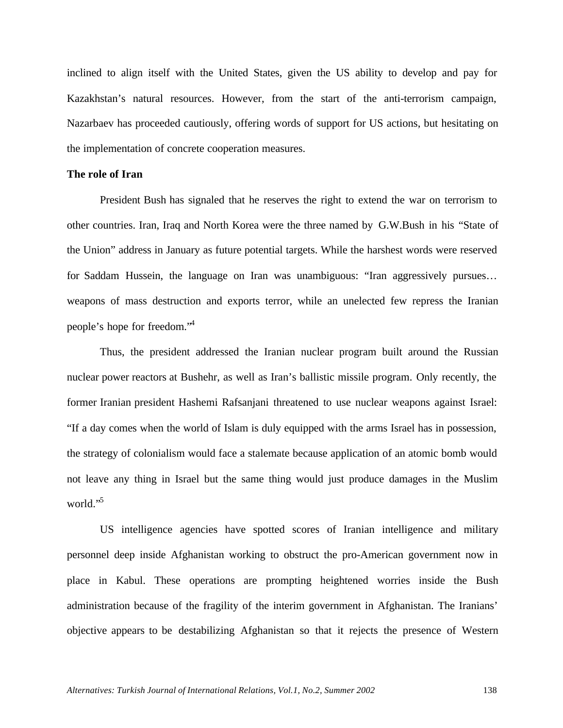inclined to align itself with the United States, given the US ability to develop and pay for Kazakhstan's natural resources. However, from the start of the anti-terrorism campaign, Nazarbaev has proceeded cautiously, offering words of support for US actions, but hesitating on the implementation of concrete cooperation measures.

**The role of Iran**

President Bush has signaled that he reserves the right to extend the war on terrorism to other countries. Iran, Iraq and North Korea were the three named by G.W.Bush in his "State of the Union" address in January as future potential targets. While the harshest words were reserved for Saddam Hussein, the language on Iran was unambiguous: "Iran aggressively pursues… weapons of mass destruction and exports terror, while an unelected few repress the Iranian people's hope for freedom."[4]

Thus, the president addressed the Iranian nuclear program built around the Russian nuclear power reactors at Bushehr, as well as Iran's ballistic missile program. Only recently, the former Iranian president Hashemi Rafsanjani threatened to use nuclear weapons against Israel: "If a day comes when the world of Islam is duly equipped with the arms Israel has in possession, the strategy of colonialism would face a stalemate because application of an atomic bomb would not leave any thing in Israel but the same thing would just produce damages in the Muslim world."[5]

US intelligence agencies have spotted scores of Iranian intelligence and military personnel deep inside Afghanistan working to obstruct the pro-American government now in place in Kabul. These operations are prompting heightened worries inside the Bush administration because of the fragility of the interim government in Afghanistan. The Iranians' objective appears to be destabilizing Afghanistan so that it rejects the presence of Western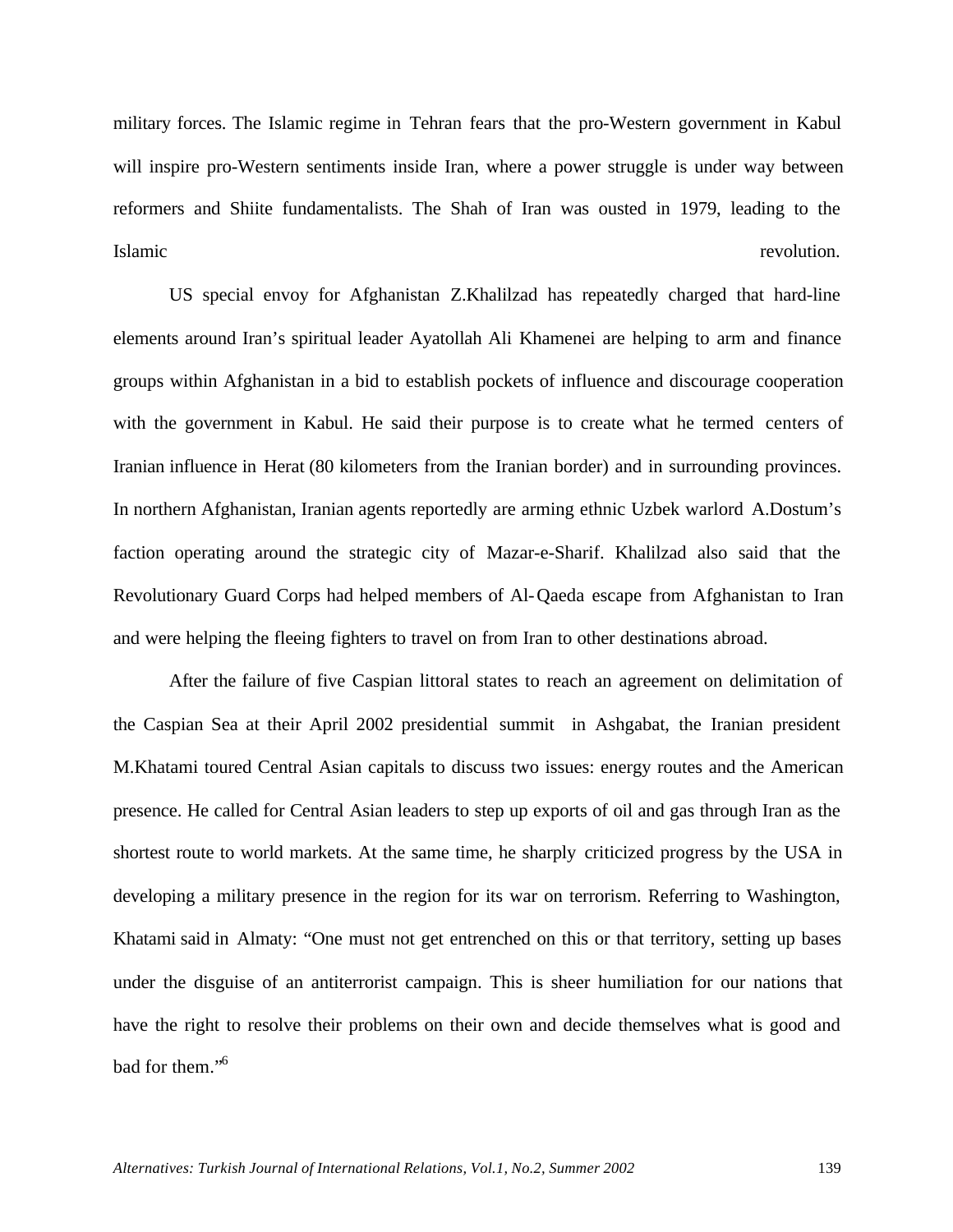military forces. The Islamic regime in Tehran fears that the pro-Western government in Kabul will inspire pro-Western sentiments inside Iran, where a power struggle is under way between reformers and Shiite fundamentalists. The Shah of Iran was ousted in 1979, leading to the Islamic revolution.

US special envoy for Afghanistan Z.Khalilzad has repeatedly charged that hard-line elements around Iran's spiritual leader Ayatollah Ali Khamenei are helping to arm and finance groups within Afghanistan in a bid to establish pockets of influence and discourage cooperation with the government in Kabul. He said their purpose is to create what he termed centers of Iranian influence in Herat (80 kilometers from the Iranian border) and in surrounding provinces. In northern Afghanistan, Iranian agents reportedly are arming ethnic Uzbek warlord A.Dostum's faction operating around the strategic city of Mazar-e-Sharif. Khalilzad also said that the Revolutionary Guard Corps had helped members of Al-Qaeda escape from Afghanistan to Iran and were helping the fleeing fighters to travel on from Iran to other destinations abroad.

After the failure of five Caspian littoral states to reach an agreement on delimitation of the Caspian Sea at their April 2002 presidential summit in Ashgabat, the Iranian president M.Khatami toured Central Asian capitals to discuss two issues: energy routes and the American presence. He called for Central Asian leaders to step up exports of oil and gas through Iran as the shortest route to world markets. At the same time, he sharply criticized progress by the USA in developing a military presence in the region for its war on terrorism. Referring to Washington, Khatami said in Almaty: "One must not get entrenched on this or that territory, setting up bases under the disguise of an antiterrorist campaign. This is sheer humiliation for our nations that have the right to resolve their problems on their own and decide themselves what is good and bad for them."[6]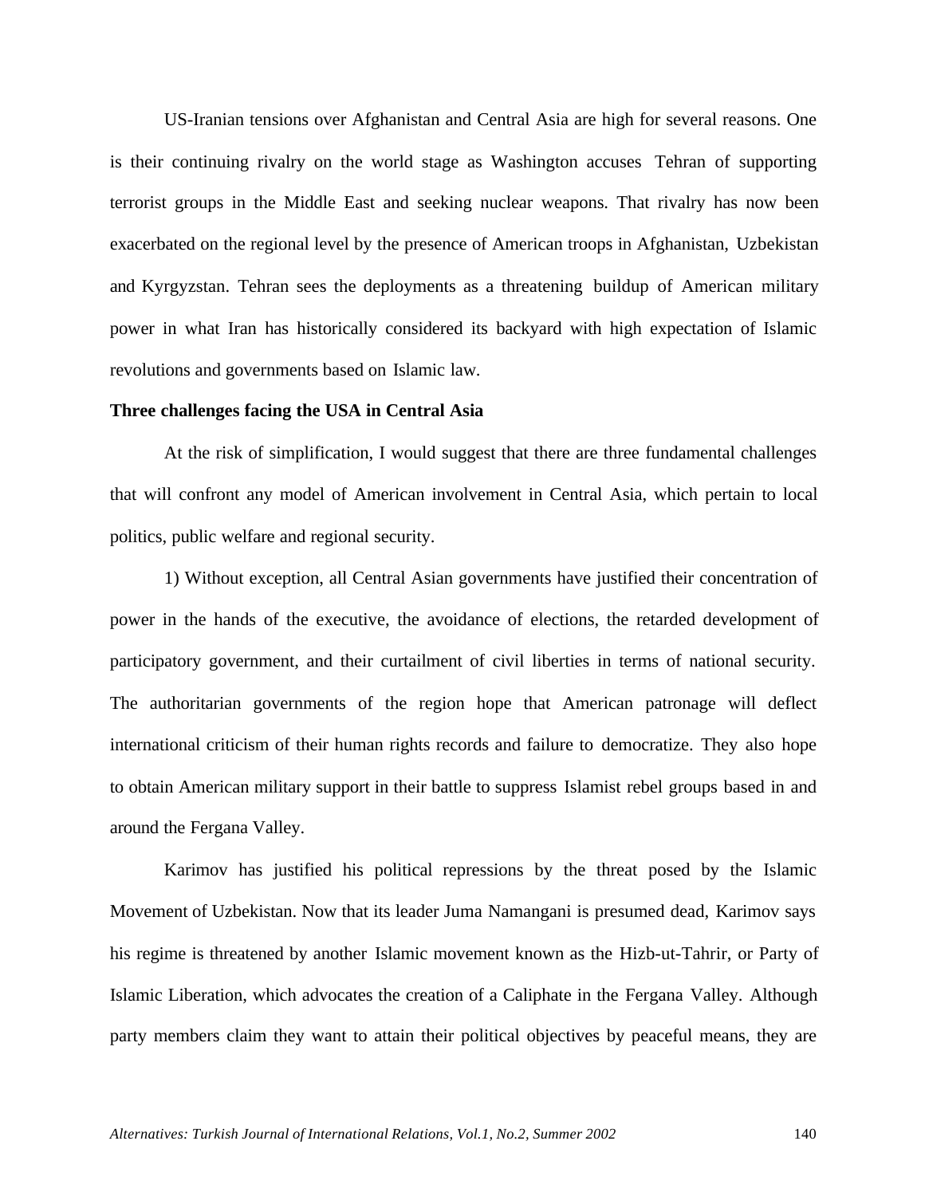US-Iranian tensions over Afghanistan and Central Asia are high for several reasons. One is their continuing rivalry on the world stage as Washington accuses Tehran of supporting terrorist groups in the Middle East and seeking nuclear weapons. That rivalry has now been exacerbated on the regional level by the presence of American troops in Afghanistan, Uzbekistan and Kyrgyzstan. Tehran sees the deployments as a threatening buildup of American military power in what Iran has historically considered its backyard with high expectation of Islamic revolutions and governments based on Islamic law.

**Three challenges facing the USA in Central Asia**

At the risk of simplification, I would suggest that there are three fundamental challenges that will confront any model of American involvement in Central Asia, which pertain to local politics, public welfare and regional security.

1) Without exception, all Central Asian governments have justified their concentration of power in the hands of the executive, the avoidance of elections, the retarded development of participatory government, and their curtailment of civil liberties in terms of national security. The authoritarian governments of the region hope that American patronage will deflect international criticism of their human rights records and failure to democratize. They also hope to obtain American military support in their battle to suppress Islamist rebel groups based in and around the Fergana Valley.

Karimov has justified his political repressions by the threat posed by the Islamic Movement of Uzbekistan. Now that its leader Juma Namangani is presumed dead, Karimov says his regime is threatened by another Islamic movement known as the Hizb-ut-Tahrir, or Party of Islamic Liberation, which advocates the creation of a Caliphate in the Fergana Valley. Although party members claim they want to attain their political objectives by peaceful means, they are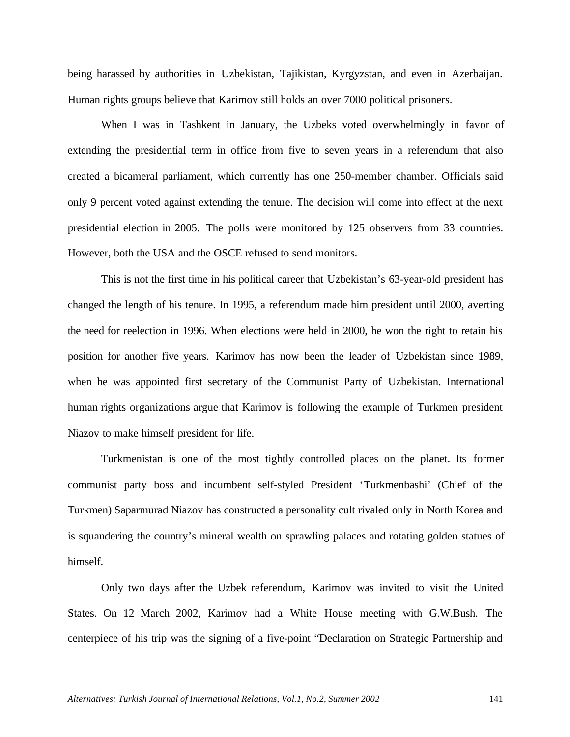being harassed by authorities in Uzbekistan, Tajikistan, Kyrgyzstan, and even in Azerbaijan. Human rights groups believe that Karimov still holds an over 7000 political prisoners.

When I was in Tashkent in January, the Uzbeks voted overwhelmingly in favor of extending the presidential term in office from five to seven years in a referendum that also created a bicameral parliament, which currently has one 250-member chamber. Officials said only 9 percent voted against extending the tenure. The decision will come into effect at the next presidential election in 2005. The polls were monitored by 125 observers from 33 countries. However, both the USA and the OSCE refused to send monitors.

This is not the first time in his political career that Uzbekistan's 63-year-old president has changed the length of his tenure. In 1995, a referendum made him president until 2000, averting the need for reelection in 1996. When elections were held in 2000, he won the right to retain his position for another five years. Karimov has now been the leader of Uzbekistan since 1989, when he was appointed first secretary of the Communist Party of Uzbekistan. International human rights organizations argue that Karimov is following the example of Turkmen president Niazov to make himself president for life.

Turkmenistan is one of the most tightly controlled places on the planet. Its former communist party boss and incumbent self-styled President 'Turkmenbashi' (Chief of the Turkmen) Saparmurad Niazov has constructed a personality cult rivaled only in North Korea and is squandering the country's mineral wealth on sprawling palaces and rotating golden statues of himself.

Only two days after the Uzbek referendum, Karimov was invited to visit the United States. On 12 March 2002, Karimov had a White House meeting with G.W.Bush. The centerpiece of his trip was the signing of a five-point "Declaration on Strategic Partnership and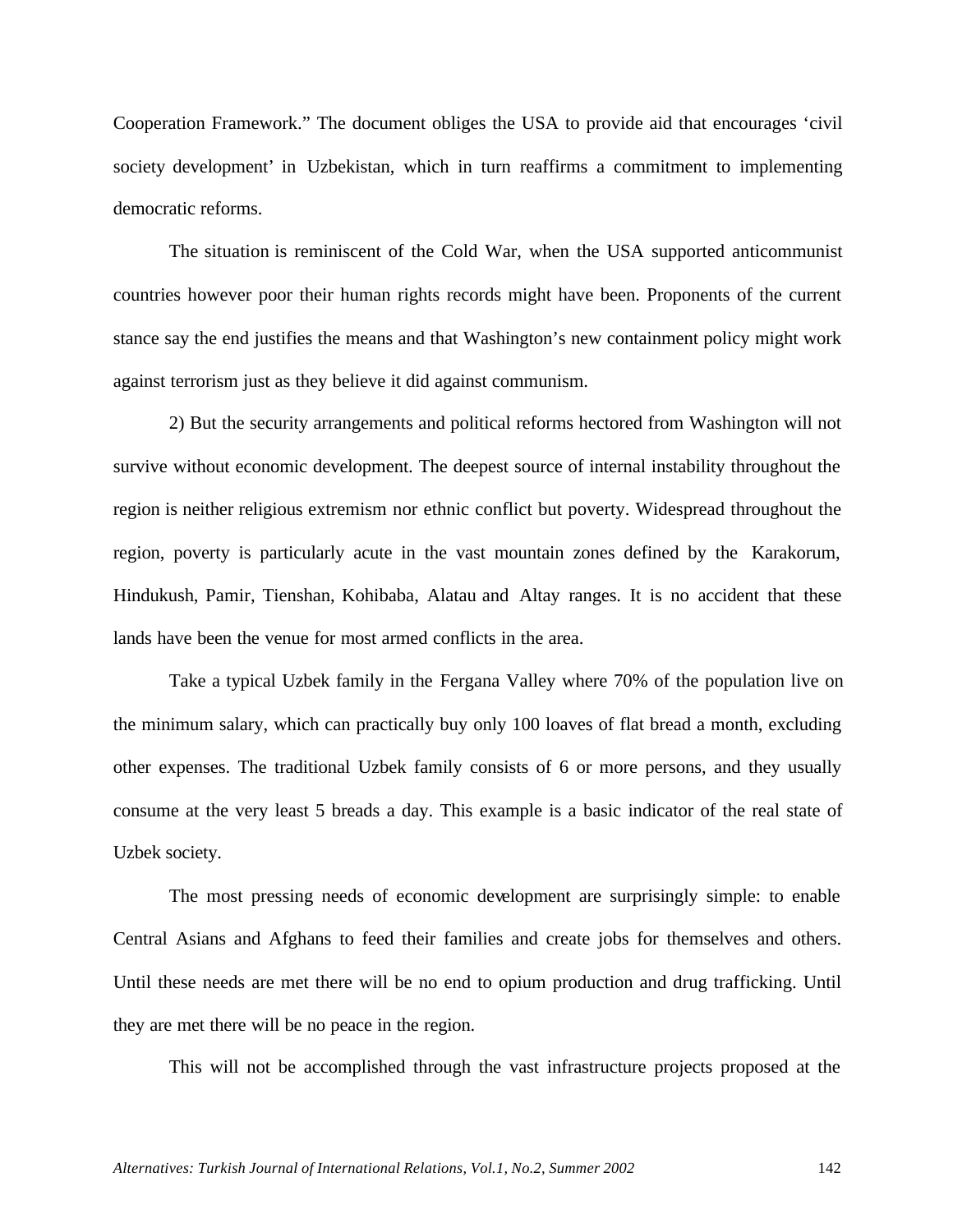Cooperation Framework." The document obliges the USA to provide aid that encourages 'civil society development' in Uzbekistan, which in turn reaffirms a commitment to implementing democratic reforms.

The situation is reminiscent of the Cold War, when the USA supported anticommunist countries however poor their human rights records might have been. Proponents of the current stance say the end justifies the means and that Washington's new containment policy might work against terrorism just as they believe it did against communism.

2) But the security arrangements and political reforms hectored from Washington will not survive without economic development. The deepest source of internal instability throughout the region is neither religious extremism nor ethnic conflict but poverty. Widespread throughout the region, poverty is particularly acute in the vast mountain zones defined by the Karakorum, Hindukush, Pamir, Tienshan, Kohibaba, Alatau and Altay ranges. It is no accident that these lands have been the venue for most armed conflicts in the area.

Take a typical Uzbek family in the Fergana Valley where 70% of the population live on the minimum salary, which can practically buy only 100 loaves of flat bread a month, excluding other expenses. The traditional Uzbek family consists of 6 or more persons, and they usually consume at the very least 5 breads a day. This example is a basic indicator of the real state of Uzbek society.

The most pressing needs of economic development are surprisingly simple: to enable Central Asians and Afghans to feed their families and create jobs for themselves and others. Until these needs are met there will be no end to opium production and drug trafficking. Until they are met there will be no peace in the region.

This will not be accomplished through the vast infrastructure projects proposed at the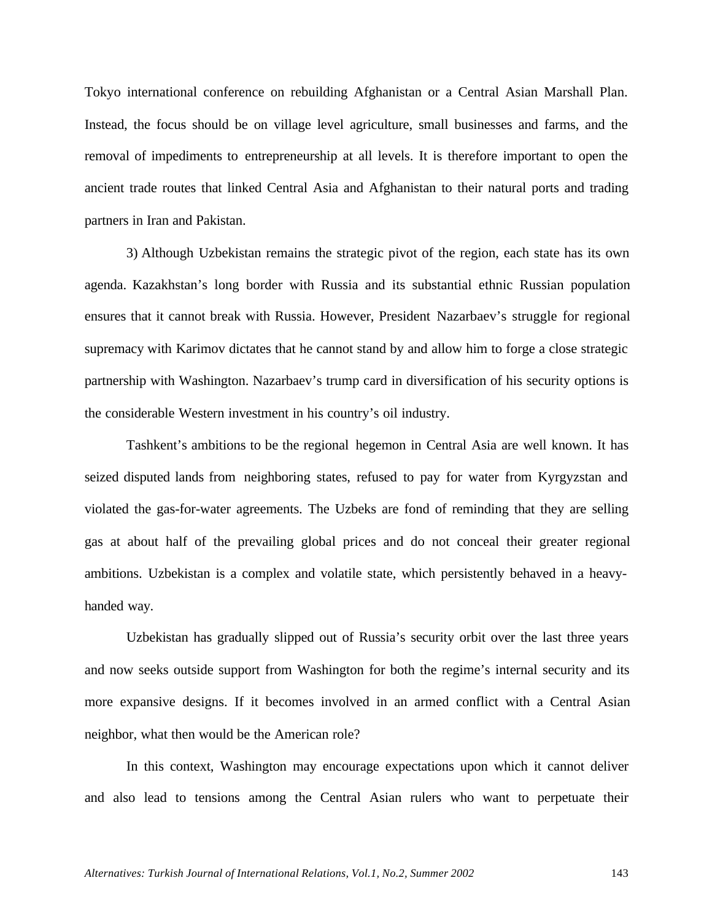Tokyo international conference on rebuilding Afghanistan or a Central Asian Marshall Plan. Instead, the focus should be on village level agriculture, small businesses and farms, and the removal of impediments to entrepreneurship at all levels. It is therefore important to open the ancient trade routes that linked Central Asia and Afghanistan to their natural ports and trading partners in Iran and Pakistan.

3) Although Uzbekistan remains the strategic pivot of the region, each state has its own agenda. Kazakhstan's long border with Russia and its substantial ethnic Russian population ensures that it cannot break with Russia. However, President Nazarbaev's struggle for regional supremacy with Karimov dictates that he cannot stand by and allow him to forge a close strategic partnership with Washington. Nazarbaev's trump card in diversification of his security options is the considerable Western investment in his country's oil industry.

Tashkent's ambitions to be the regional hegemon in Central Asia are well known. It has seized disputed lands from neighboring states, refused to pay for water from Kyrgyzstan and violated the gas-for-water agreements. The Uzbeks are fond of reminding that they are selling gas at about half of the prevailing global prices and do not conceal their greater regional ambitions. Uzbekistan is a complex and volatile state, which persistently behaved in a heavy-handed way.

Uzbekistan has gradually slipped out of Russia's security orbit over the last three years and now seeks outside support from Washington for both the regime's internal security and its more expansive designs. If it becomes involved in an armed conflict with a Central Asian neighbor, what then would be the American role?

In this context, Washington may encourage expectations upon which it cannot deliver and also lead to tensions among the Central Asian rulers who want to perpetuate their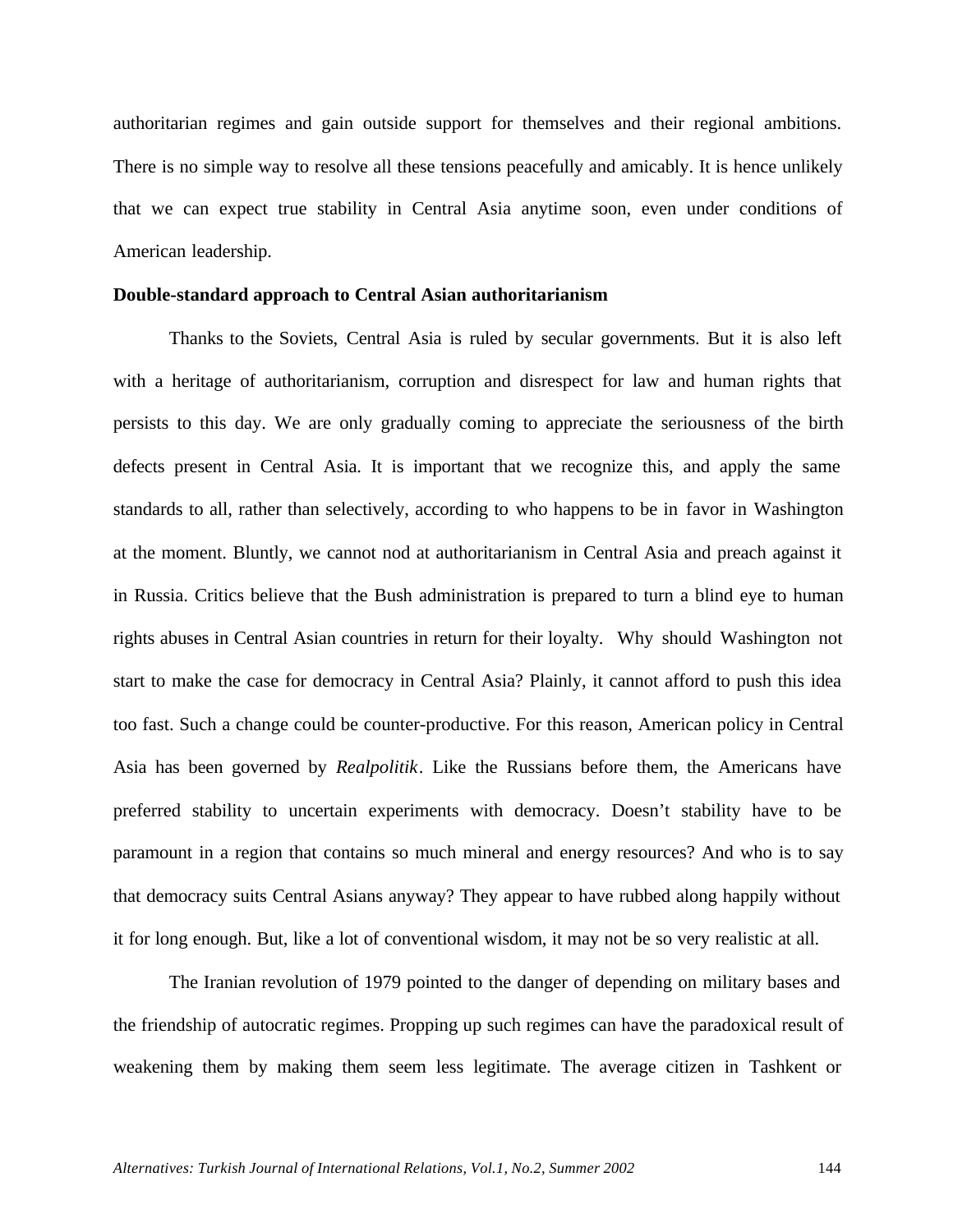authoritarian regimes and gain outside support for themselves and their regional ambitions. There is no simple way to resolve all these tensions peacefully and amicably. It is hence unlikely that we can expect true stability in Central Asia anytime soon, even under conditions of American leadership.

**Double-standard approach to Central Asian authoritarianism**

Thanks to the Soviets, Central Asia is ruled by secular governments. But it is also left with a heritage of authoritarianism, corruption and disrespect for law and human rights that persists to this day. We are only gradually coming to appreciate the seriousness of the birth defects present in Central Asia. It is important that we recognize this, and apply the same standards to all, rather than selectively, according to who happens to be in favor in Washington at the moment. Bluntly, we cannot nod at authoritarianism in Central Asia and preach against it in Russia. Critics believe that the Bush administration is prepared to turn a blind eye to human rights abuses in Central Asian countries in return for their loyalty. Why should Washington not start to make the case for democracy in Central Asia? Plainly, it cannot afford to push this idea too fast. Such a change could be counter-productive. For this reason, American policy in Central Asia has been governed by *Realpolitik*. Like the Russians before them, the Americans have preferred stability to uncertain experiments with democracy. Doesn't stability have to be paramount in a region that contains so much mineral and energy resources? And who is to say that democracy suits Central Asians anyway? They appear to have rubbed along happily without it for long enough. But, like a lot of conventional wisdom, it may not be so very realistic at all.

The Iranian revolution of 1979 pointed to the danger of depending on military bases and the friendship of autocratic regimes. Propping up such regimes can have the paradoxical result of weakening them by making them seem less legitimate. The average citizen in Tashkent or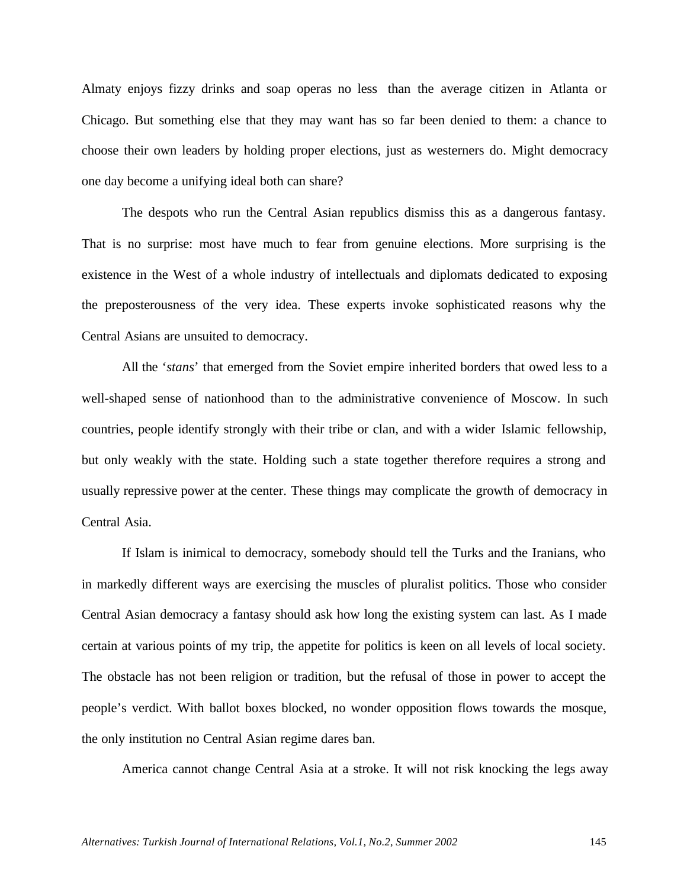Almaty enjoys fizzy drinks and soap operas no less than the average citizen in Atlanta or Chicago. But something else that they may want has so far been denied to them: a chance to choose their own leaders by holding proper elections, just as westerners do. Might democracy one day become a unifying ideal both can share?

The despots who run the Central Asian republics dismiss this as a dangerous fantasy. That is no surprise: most have much to fear from genuine elections. More surprising is the existence in the West of a whole industry of intellectuals and diplomats dedicated to exposing the preposterousness of the very idea. These experts invoke sophisticated reasons why the Central Asians are unsuited to democracy.

All the '*stans*' that emerged from the Soviet empire inherited borders that owed less to a well-shaped sense of nationhood than to the administrative convenience of Moscow. In such countries, people identify strongly with their tribe or clan, and with a wider Islamic fellowship, but only weakly with the state. Holding such a state together therefore requires a strong and usually repressive power at the center. These things may complicate the growth of democracy in Central Asia.

If Islam is inimical to democracy, somebody should tell the Turks and the Iranians, who in markedly different ways are exercising the muscles of pluralist politics. Those who consider Central Asian democracy a fantasy should ask how long the existing system can last. As I made certain at various points of my trip, the appetite for politics is keen on all levels of local society. The obstacle has not been religion or tradition, but the refusal of those in power to accept the people's verdict. With ballot boxes blocked, no wonder opposition flows towards the mosque, the only institution no Central Asian regime dares ban.

America cannot change Central Asia at a stroke. It will not risk knocking the legs away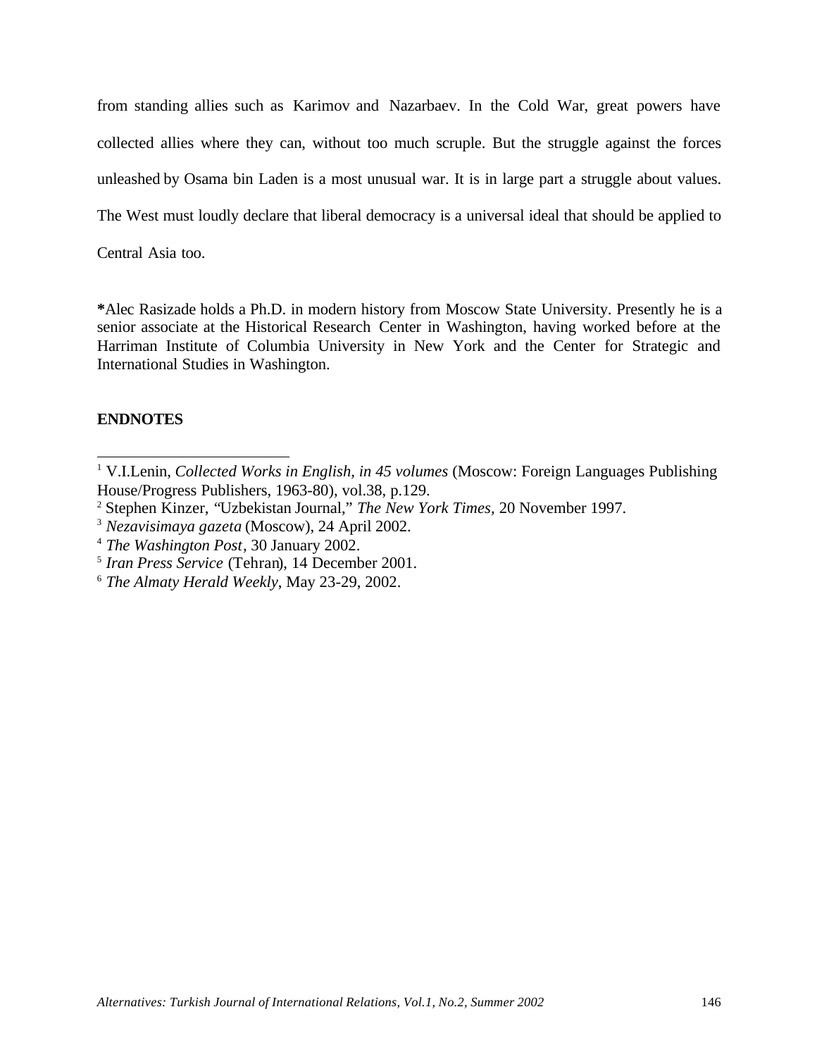from standing allies such as Karimov and Nazarbaev. In the Cold War, great powers have collected allies where they can, without too much scruple. But the struggle against the forces unleashed by Osama bin Laden is a most unusual war. It is in large part a struggle about values. The West must loudly declare that liberal democracy is a universal ideal that should be applied to Central Asia too.

**\***Alec Rasizade holds a Ph.D. in modern history from Moscow State University. Presently he is a senior associate at the Historical Research Center in Washington, having worked before at the Harriman Institute of Columbia University in New York and the Center for Strategic and International Studies in Washington.

**ENDNOTES**

---

[1] V.I.Lenin, *Collected Works in English, in 45 volumes* (Moscow: Foreign Languages Publishing House/Progress Publishers, 1963-80), vol.38, p.129.

[2] Stephen Kinzer, "Uzbekistan Journal," *The New York Times*, 20 November 1997.

[3] *Nezavisimaya gazeta* (Moscow), 24 April 2002.

[4] *The Washington Post*, 30 January 2002.

[5] *Iran Press Service* (Tehran), 14 December 2001.

[6] *The Almaty Herald Weekly*, May 23-29, 2002.